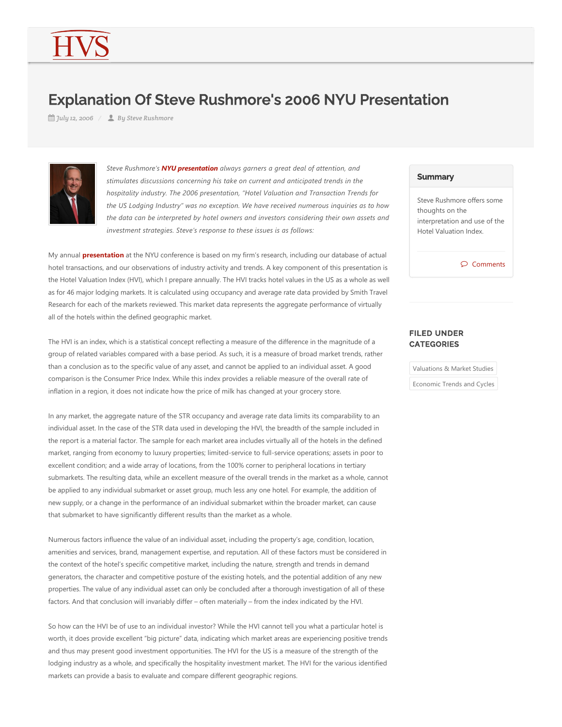# Explanation Of Steve Rushmore's 2006 NYU Presentation

July 12, 2006 / By Steve Rushmore

*Steve Rushmore's* ***NYU presentation*** *always garners a great deal of attention, and stimulates discussions concerning his take on current and anticipated trends in the hospitality industry. The 2006 presentation, "Hotel Valuation and Transaction Trends for the US Lodging Industry" was no exception. We have received numerous inquiries as to how the data can be interpreted by hotel owners and investors considering their own assets and investment strategies. Steve's response to these issues is as follows:*

My annual **presentation** at the NYU conference is based on my firm's research, including our database of actual hotel transactions, and our observations of industry activity and trends. A key component of this presentation is the Hotel Valuation Index (HVI), which I prepare annually. The HVI tracks hotel values in the US as a whole as well as for 46 major lodging markets. It is calculated using occupancy and average rate data provided by Smith Travel Research for each of the markets reviewed. This market data represents the aggregate performance of virtually all of the hotels within the defined geographic market.

The HVI is an index, which is a statistical concept reflecting a measure of the difference in the magnitude of a group of related variables compared with a base period. As such, it is a measure of broad market trends, rather than a conclusion as to the specific value of any asset, and cannot be applied to an individual asset. A good comparison is the Consumer Price Index. While this index provides a reliable measure of the overall rate of inflation in a region, it does not indicate how the price of milk has changed at your grocery store.

In any market, the aggregate nature of the STR occupancy and average rate data limits its comparability to an individual asset. In the case of the STR data used in developing the HVI, the breadth of the sample included in the report is a material factor. The sample for each market area includes virtually all of the hotels in the defined market, ranging from economy to luxury properties; limited-service to full-service operations; assets in poor to excellent condition; and a wide array of locations, from the 100% corner to peripheral locations in tertiary submarkets. The resulting data, while an excellent measure of the overall trends in the market as a whole, cannot be applied to any individual submarket or asset group, much less any one hotel. For example, the addition of new supply, or a change in the performance of an individual submarket within the broader market, can cause that submarket to have significantly different results than the market as a whole.

Numerous factors influence the value of an individual asset, including the property's age, condition, location, amenities and services, brand, management expertise, and reputation. All of these factors must be considered in the context of the hotel's specific competitive market, including the nature, strength and trends in demand generators, the character and competitive posture of the existing hotels, and the potential addition of any new properties. The value of any individual asset can only be concluded after a thorough investigation of all of these factors. And that conclusion will invariably differ – often materially – from the index indicated by the HVI.

So how can the HVI be of use to an individual investor? While the HVI cannot tell you what a particular hotel is worth, it does provide excellent "big picture" data, indicating which market areas are experiencing positive trends and thus may present good investment opportunities. The HVI for the US is a measure of the strength of the lodging industry as a whole, and specifically the hospitality investment market. The HVI for the various identified markets can provide a basis to evaluate and compare different geographic regions.

## Summary

Steve Rushmore offers some thoughts on the interpretation and use of the Hotel Valuation Index.

Comments

## FILED UNDER CATEGORIES

Valuations & Market Studies

Economic Trends and Cycles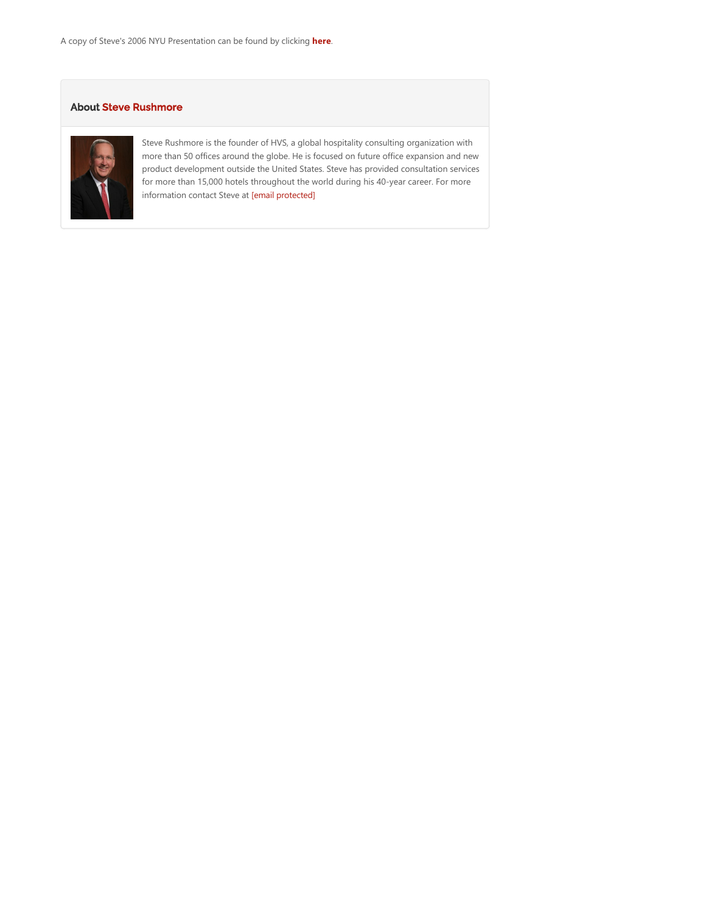A copy of Steve's 2006 NYU Presentation can be found by clicking **here**.

### About Steve Rushmore

Steve Rushmore is the founder of HVS, a global hospitality consulting organization with more than 50 offices around the globe. He is focused on future office expansion and new product development outside the United States. Steve has provided consultation services for more than 15,000 hotels throughout the world during his 40-year career. For more information contact Steve at [email protected]